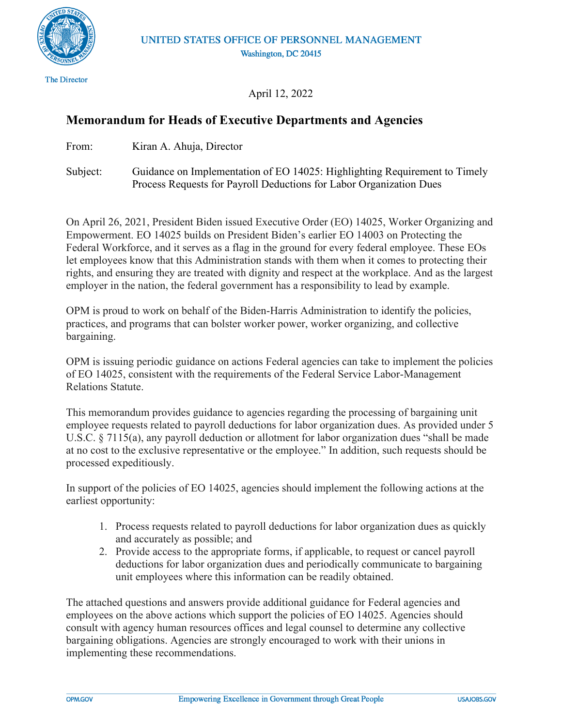UNITED STATES OFFICE OF PERSONNEL MANAGEMENT
Washington, DC 20415

The Director

April 12, 2022

## Memorandum for Heads of Executive Departments and Agencies

From: Kiran A. Ahuja, Director

Subject: Guidance on Implementation of EO 14025: Highlighting Requirement to Timely Process Requests for Payroll Deductions for Labor Organization Dues

On April 26, 2021, President Biden issued Executive Order (EO) 14025, Worker Organizing and Empowerment. EO 14025 builds on President Biden's earlier EO 14003 on Protecting the Federal Workforce, and it serves as a flag in the ground for every federal employee. These EOs let employees know that this Administration stands with them when it comes to protecting their rights, and ensuring they are treated with dignity and respect at the workplace. And as the largest employer in the nation, the federal government has a responsibility to lead by example.

OPM is proud to work on behalf of the Biden-Harris Administration to identify the policies, practices, and programs that can bolster worker power, worker organizing, and collective bargaining.

OPM is issuing periodic guidance on actions Federal agencies can take to implement the policies of EO 14025, consistent with the requirements of the Federal Service Labor-Management Relations Statute.

This memorandum provides guidance to agencies regarding the processing of bargaining unit employee requests related to payroll deductions for labor organization dues. As provided under 5 U.S.C. § 7115(a), any payroll deduction or allotment for labor organization dues "shall be made at no cost to the exclusive representative or the employee." In addition, such requests should be processed expeditiously.

In support of the policies of EO 14025, agencies should implement the following actions at the earliest opportunity:

1. Process requests related to payroll deductions for labor organization dues as quickly and accurately as possible; and
2. Provide access to the appropriate forms, if applicable, to request or cancel payroll deductions for labor organization dues and periodically communicate to bargaining unit employees where this information can be readily obtained.

The attached questions and answers provide additional guidance for Federal agencies and employees on the above actions which support the policies of EO 14025. Agencies should consult with agency human resources offices and legal counsel to determine any collective bargaining obligations. Agencies are strongly encouraged to work with their unions in implementing these recommendations.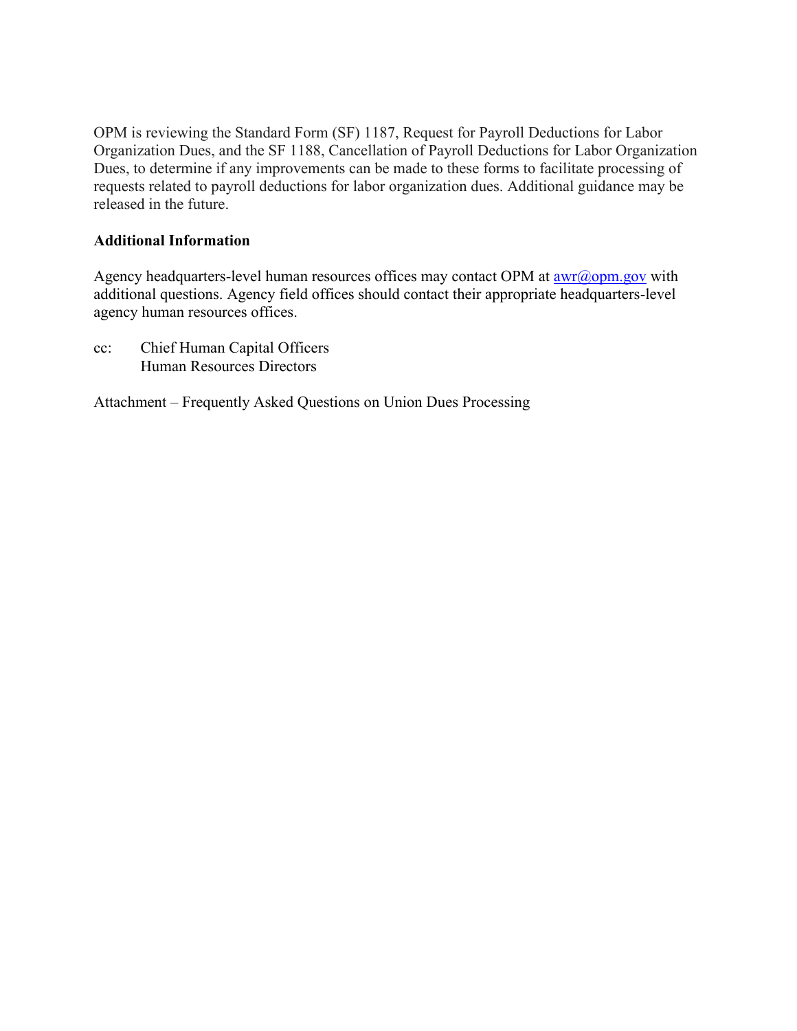OPM is reviewing the Standard Form (SF) 1187, Request for Payroll Deductions for Labor Organization Dues, and the SF 1188, Cancellation of Payroll Deductions for Labor Organization Dues, to determine if any improvements can be made to these forms to facilitate processing of requests related to payroll deductions for labor organization dues. Additional guidance may be released in the future.

**Additional Information**

Agency headquarters-level human resources offices may contact OPM at awr@opm.gov with additional questions. Agency field offices should contact their appropriate headquarters-level agency human resources offices.

cc: Chief Human Capital Officers
Human Resources Directors

Attachment – Frequently Asked Questions on Union Dues Processing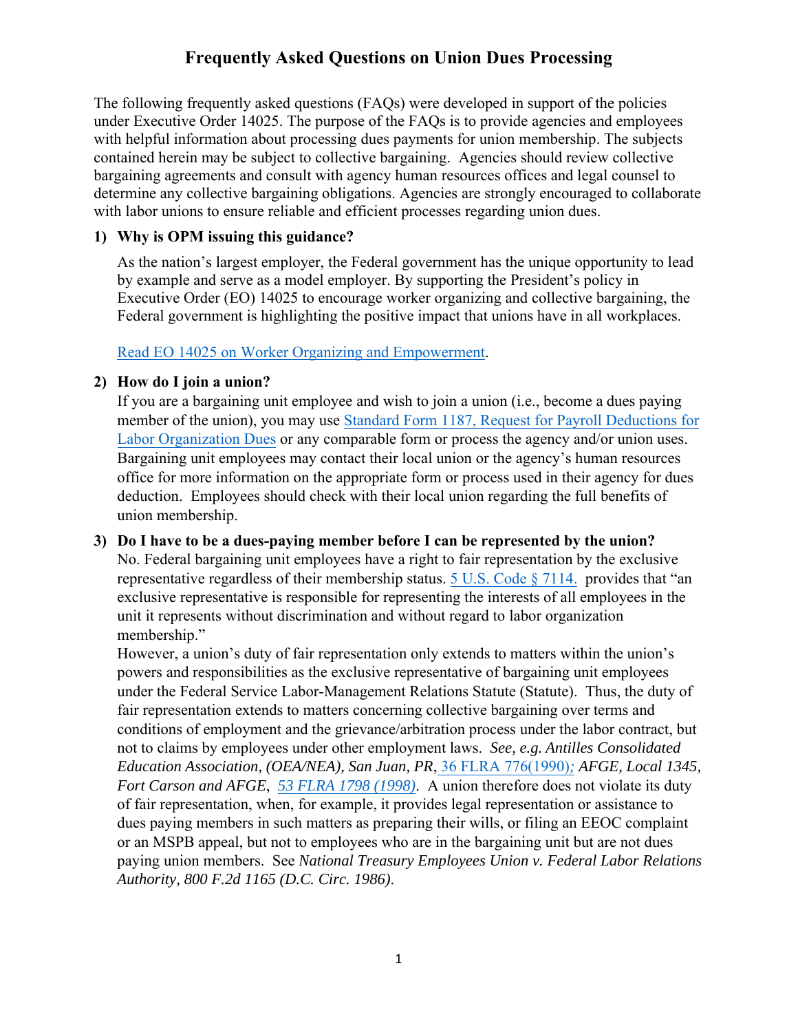# Frequently Asked Questions on Union Dues Processing

The following frequently asked questions (FAQs) were developed in support of the policies under Executive Order 14025. The purpose of the FAQs is to provide agencies and employees with helpful information about processing dues payments for union membership. The subjects contained herein may be subject to collective bargaining. Agencies should review collective bargaining agreements and consult with agency human resources offices and legal counsel to determine any collective bargaining obligations. Agencies are strongly encouraged to collaborate with labor unions to ensure reliable and efficient processes regarding union dues.

**1) Why is OPM issuing this guidance?**

As the nation's largest employer, the Federal government has the unique opportunity to lead by example and serve as a model employer. By supporting the President's policy in Executive Order (EO) 14025 to encourage worker organizing and collective bargaining, the Federal government is highlighting the positive impact that unions have in all workplaces.

Read EO 14025 on Worker Organizing and Empowerment.

**2) How do I join a union?**

If you are a bargaining unit employee and wish to join a union (i.e., become a dues paying member of the union), you may use Standard Form 1187, Request for Payroll Deductions for Labor Organization Dues or any comparable form or process the agency and/or union uses. Bargaining unit employees may contact their local union or the agency's human resources office for more information on the appropriate form or process used in their agency for dues deduction. Employees should check with their local union regarding the full benefits of union membership.

**3) Do I have to be a dues-paying member before I can be represented by the union?**

No. Federal bargaining unit employees have a right to fair representation by the exclusive representative regardless of their membership status. 5 U.S. Code § 7114. provides that "an exclusive representative is responsible for representing the interests of all employees in the unit it represents without discrimination and without regard to labor organization membership."

However, a union's duty of fair representation only extends to matters within the union's powers and responsibilities as the exclusive representative of bargaining unit employees under the Federal Service Labor-Management Relations Statute (Statute). Thus, the duty of fair representation extends to matters concerning collective bargaining over terms and conditions of employment and the grievance/arbitration process under the labor contract, but not to claims by employees under other employment laws. *See, e.g. Antilles Consolidated Education Association, (OEA/NEA), San Juan, PR*, 36 FLRA 776(1990); *AFGE, Local 1345, Fort Carson and AFGE*, *53 FLRA 1798 (1998)*. A union therefore does not violate its duty of fair representation, when, for example, it provides legal representation or assistance to dues paying members in such matters as preparing their wills, or filing an EEOC complaint or an MSPB appeal, but not to employees who are in the bargaining unit but are not dues paying union members. See *National Treasury Employees Union v. Federal Labor Relations Authority, 800 F.2d 1165 (D.C. Circ. 1986)*.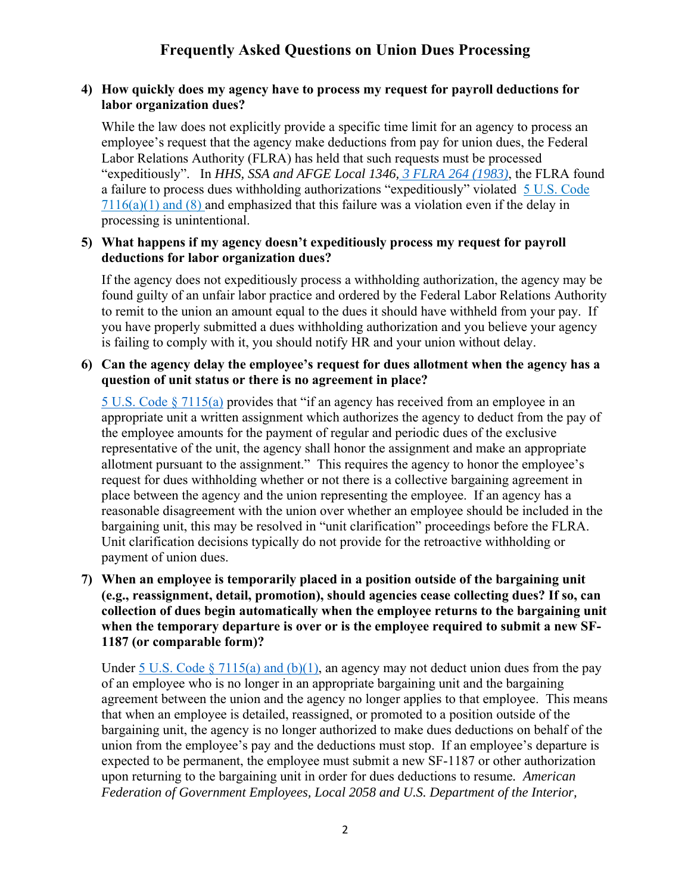## Frequently Asked Questions on Union Dues Processing

**4) How quickly does my agency have to process my request for payroll deductions for labor organization dues?**

While the law does not explicitly provide a specific time limit for an agency to process an employee's request that the agency make deductions from pay for union dues, the Federal Labor Relations Authority (FLRA) has held that such requests must be processed "expeditiously". In *HHS, SSA and AFGE Local 1346, 3 FLRA 264 (1983)*, the FLRA found a failure to process dues withholding authorizations "expeditiously" violated 5 U.S. Code 7116(a)(1) and (8) and emphasized that this failure was a violation even if the delay in processing is unintentional.

**5) What happens if my agency doesn't expeditiously process my request for payroll deductions for labor organization dues?**

If the agency does not expeditiously process a withholding authorization, the agency may be found guilty of an unfair labor practice and ordered by the Federal Labor Relations Authority to remit to the union an amount equal to the dues it should have withheld from your pay. If you have properly submitted a dues withholding authorization and you believe your agency is failing to comply with it, you should notify HR and your union without delay.

**6) Can the agency delay the employee's request for dues allotment when the agency has a question of unit status or there is no agreement in place?**

5 U.S. Code § 7115(a) provides that "if an agency has received from an employee in an appropriate unit a written assignment which authorizes the agency to deduct from the pay of the employee amounts for the payment of regular and periodic dues of the exclusive representative of the unit, the agency shall honor the assignment and make an appropriate allotment pursuant to the assignment." This requires the agency to honor the employee's request for dues withholding whether or not there is a collective bargaining agreement in place between the agency and the union representing the employee. If an agency has a reasonable disagreement with the union over whether an employee should be included in the bargaining unit, this may be resolved in "unit clarification" proceedings before the FLRA. Unit clarification decisions typically do not provide for the retroactive withholding or payment of union dues.

**7) When an employee is temporarily placed in a position outside of the bargaining unit (e.g., reassignment, detail, promotion), should agencies cease collecting dues? If so, can collection of dues begin automatically when the employee returns to the bargaining unit when the temporary departure is over or is the employee required to submit a new SF-1187 (or comparable form)?**

Under 5 U.S. Code § 7115(a) and (b)(1), an agency may not deduct union dues from the pay of an employee who is no longer in an appropriate bargaining unit and the bargaining agreement between the union and the agency no longer applies to that employee. This means that when an employee is detailed, reassigned, or promoted to a position outside of the bargaining unit, the agency is no longer authorized to make dues deductions on behalf of the union from the employee's pay and the deductions must stop. If an employee's departure is expected to be permanent, the employee must submit a new SF-1187 or other authorization upon returning to the bargaining unit in order for dues deductions to resume. *American Federation of Government Employees, Local 2058 and U.S. Department of the Interior,*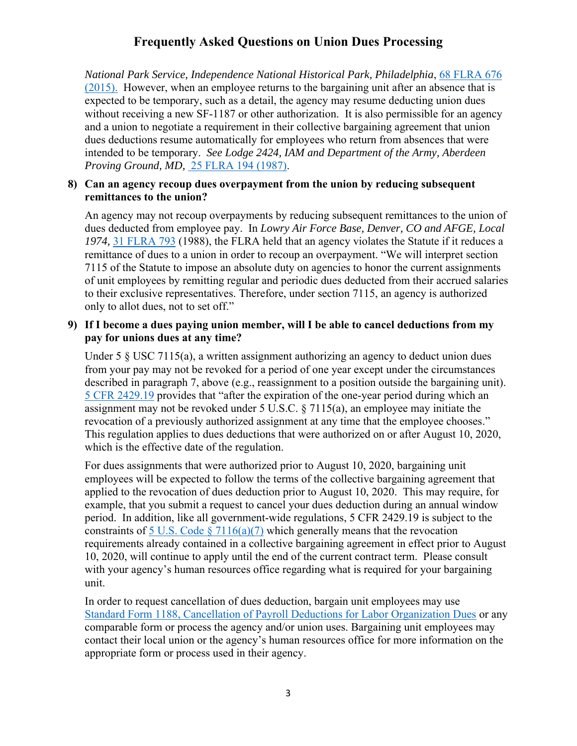*National Park Service, Independence National Historical Park, Philadelphia*, 68 FLRA 676 (2015). However, when an employee returns to the bargaining unit after an absence that is expected to be temporary, such as a detail, the agency may resume deducting union dues without receiving a new SF-1187 or other authorization. It is also permissible for an agency and a union to negotiate a requirement in their collective bargaining agreement that union dues deductions resume automatically for employees who return from absences that were intended to be temporary. *See Lodge 2424, IAM and Department of the Army, Aberdeen Proving Ground, MD,* 25 FLRA 194 (1987).

**8) Can an agency recoup dues overpayment from the union by reducing subsequent remittances to the union?**

An agency may not recoup overpayments by reducing subsequent remittances to the union of dues deducted from employee pay. In *Lowry Air Force Base, Denver, CO and AFGE, Local 1974,* 31 FLRA 793 (1988), the FLRA held that an agency violates the Statute if it reduces a remittance of dues to a union in order to recoup an overpayment. "We will interpret section 7115 of the Statute to impose an absolute duty on agencies to honor the current assignments of unit employees by remitting regular and periodic dues deducted from their accrued salaries to their exclusive representatives. Therefore, under section 7115, an agency is authorized only to allot dues, not to set off."

**9) If I become a dues paying union member, will I be able to cancel deductions from my pay for unions dues at any time?**

Under 5 § USC 7115(a), a written assignment authorizing an agency to deduct union dues from your pay may not be revoked for a period of one year except under the circumstances described in paragraph 7, above (e.g., reassignment to a position outside the bargaining unit). 5 CFR 2429.19 provides that "after the expiration of the one-year period during which an assignment may not be revoked under 5 U.S.C. § 7115(a), an employee may initiate the revocation of a previously authorized assignment at any time that the employee chooses." This regulation applies to dues deductions that were authorized on or after August 10, 2020, which is the effective date of the regulation.

For dues assignments that were authorized prior to August 10, 2020, bargaining unit employees will be expected to follow the terms of the collective bargaining agreement that applied to the revocation of dues deduction prior to August 10, 2020. This may require, for example, that you submit a request to cancel your dues deduction during an annual window period. In addition, like all government-wide regulations, 5 CFR 2429.19 is subject to the constraints of 5 U.S. Code § 7116(a)(7) which generally means that the revocation requirements already contained in a collective bargaining agreement in effect prior to August 10, 2020, will continue to apply until the end of the current contract term. Please consult with your agency's human resources office regarding what is required for your bargaining unit.

In order to request cancellation of dues deduction, bargain unit employees may use Standard Form 1188, Cancellation of Payroll Deductions for Labor Organization Dues or any comparable form or process the agency and/or union uses. Bargaining unit employees may contact their local union or the agency's human resources office for more information on the appropriate form or process used in their agency.